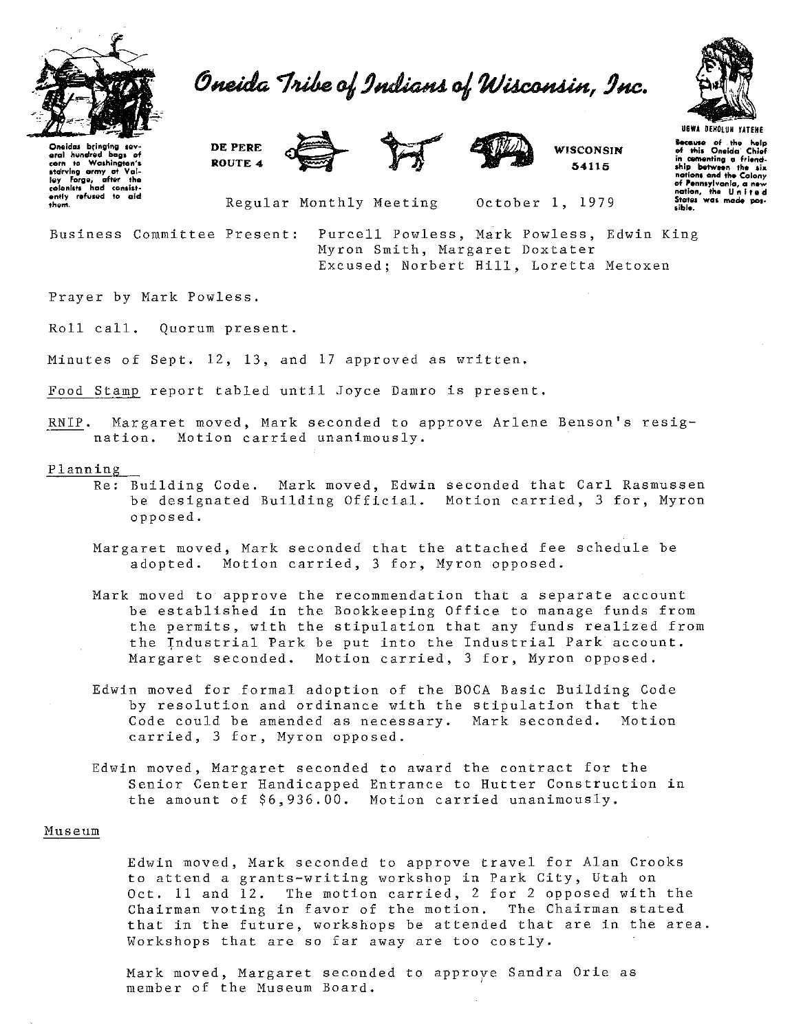# Oneida Tribe of Indians of Wisconsin, Inc.

Oneidas bringing several hundred bags of corn to Washington's starving army at Valley Forge, after the colonists had consistently refused to aid them.

DE PERE ROUTE 4 — WISCONSIN 54115

UGWA DEHOLUN YATEHE — Because of the help of this Oneida Chief in cementing a friendship between the six nations and the Colony of Pennsylvania, a new nation, the United States was made possible.

Regular Monthly Meeting October 1, 1979

Business Committee Present: Purcell Powless, Mark Powless, Edwin King
Myron Smith, Margaret Doxtater
Excused; Norbert Hill, Loretta Metoxen

Prayer by Mark Powless.

Roll call. Quorum present.

Minutes of Sept. 12, 13, and 17 approved as written.

Food Stamp report tabled until Joyce Damro is present.

RNIP. Margaret moved, Mark seconded to approve Arlene Benson's resignation. Motion carried unanimously.

Planning

Re: Building Code. Mark moved, Edwin seconded that Carl Rasmussen be designated Building Official. Motion carried, 3 for, Myron opposed.

Margaret moved, Mark seconded that the attached fee schedule be adopted. Motion carried, 3 for, Myron opposed.

Mark moved to approve the recommendation that a separate account be established in the Bookkeeping Office to manage funds from the permits, with the stipulation that any funds realized from the Industrial Park be put into the Industrial Park account. Margaret seconded. Motion carried, 3 for, Myron opposed.

Edwin moved for formal adoption of the BOCA Basic Building Code by resolution and ordinance with the stipulation that the Code could be amended as necessary. Mark seconded. Motion carried, 3 for, Myron opposed.

Edwin moved, Margaret seconded to award the contract for the Senior Center Handicapped Entrance to Hutter Construction in the amount of $6,936.00. Motion carried unanimously.

Museum

Edwin moved, Mark seconded to approve travel for Alan Crooks to attend a grants-writing workshop in Park City, Utah on Oct. 11 and 12. The motion carried, 2 for 2 opposed with the Chairman voting in favor of the motion. The Chairman stated that in the future, workshops be attended that are in the area. Workshops that are so far away are too costly.

Mark moved, Margaret seconded to approve Sandra Orie as member of the Museum Board.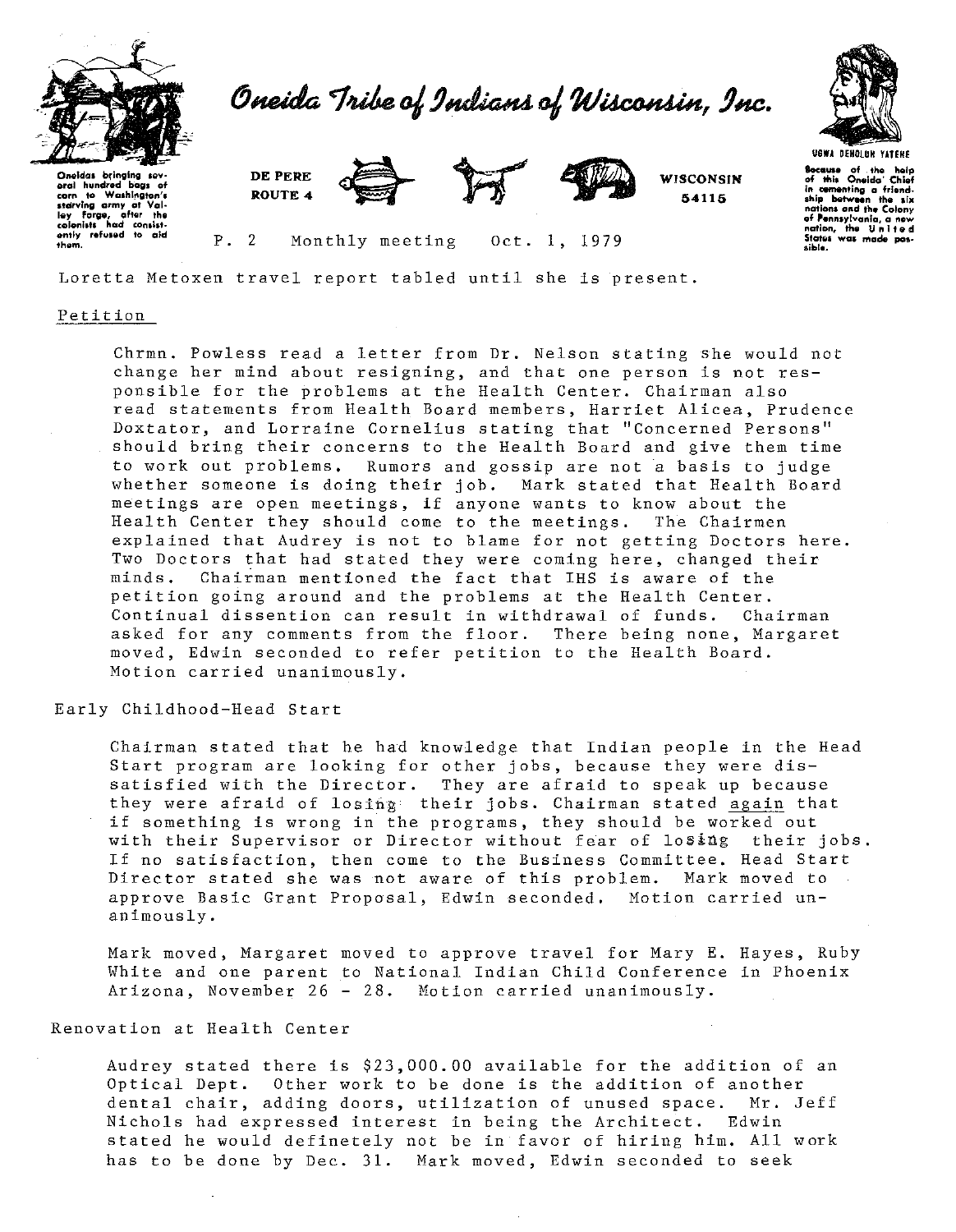Loretta Metoxen travel report tabled until she is present.

Petition

Chrmn. Powless read a letter from Dr. Nelson stating she would not change her mind about resigning, and that one person is not responsible for the problems at the Health Center. Chairman also read statements from Health Board members, Harriet Alicea, Prudence Doxtator, and Lorraine Cornelius stating that "Concerned Persons" should bring their concerns to the Health Board and give them time to work out problems. Rumors and gossip are not a basis to judge whether someone is doing their job. Mark stated that Health Board meetings are open meetings, if anyone wants to know about the Health Center they should come to the meetings. The Chairmen explained that Audrey is not to blame for not getting Doctors here. Two Doctors that had stated they were coming here, changed their minds. Chairman mentioned the fact that IHS is aware of the petition going around and the problems at the Health Center. Continual dissention can result in withdrawal of funds. Chairman asked for any comments from the floor. There being none, Margaret moved, Edwin seconded to refer petition to the Health Board. Motion carried unanimously.

Early Childhood-Head Start

Chairman stated that he had knowledge that Indian people in the Head Start program are looking for other jobs, because they were dissatisfied with the Director. They are afraid to speak up because they were afraid of losing their jobs. Chairman stated again that if something is wrong in the programs, they should be worked out with their Supervisor or Director without fear of losing their jobs. If no satisfaction, then come to the Business Committee. Head Start Director stated she was not aware of this problem. Mark moved to approve Basic Grant Proposal, Edwin seconded. Motion carried unanimously.

Mark moved, Margaret moved to approve travel for Mary E. Hayes, Ruby White and one parent to National Indian Child Conference in Phoenix Arizona, November 26 - 28. Motion carried unanimously.

Renovation at Health Center

Audrey stated there is $23,000.00 available for the addition of an Optical Dept. Other work to be done is the addition of another dental chair, adding doors, utilization of unused space. Mr. Jeff Nichols had expressed interest in being the Architect. Edwin stated he would definetely not be in favor of hiring him. All work has to be done by Dec. 31. Mark moved, Edwin seconded to seek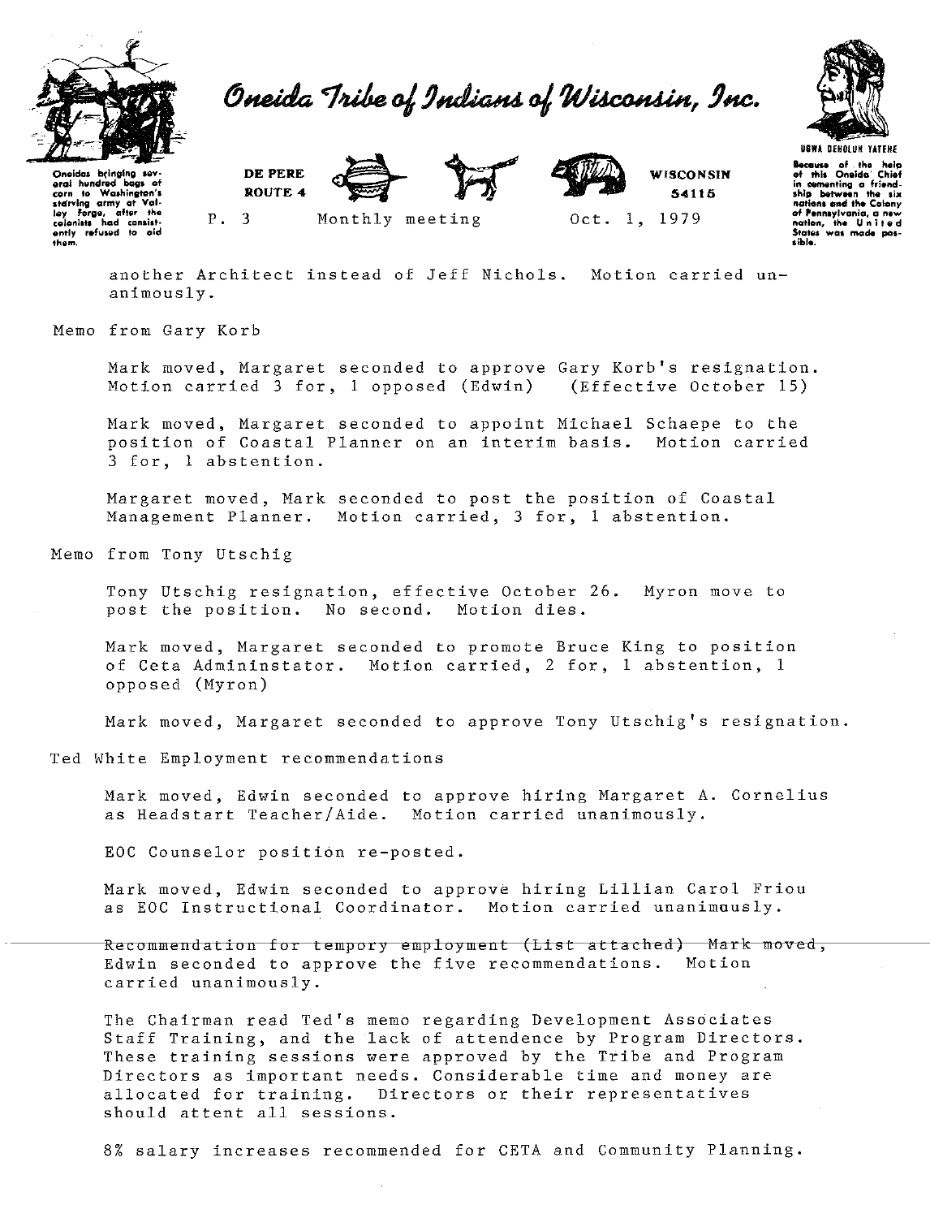another Architect instead of Jeff Nichols. Motion carried unanimously.

Memo from Gary Korb

Mark moved, Margaret seconded to approve Gary Korb's resignation. Motion carried 3 for, 1 opposed (Edwin) (Effective October 15)

Mark moved, Margaret seconded to appoint Michael Schaepe to the position of Coastal Planner on an interim basis. Motion carried 3 for, 1 abstention.

Margaret moved, Mark seconded to post the position of Coastal Management Planner. Motion carried, 3 for, 1 abstention.

Memo from Tony Utschig

Tony Utschig resignation, effective October 26. Myron move to post the position. No second. Motion dies.

Mark moved, Margaret seconded to promote Bruce King to position of Ceta Admininstator. Motion carried, 2 for, 1 abstention, 1 opposed (Myron)

Mark moved, Margaret seconded to approve Tony Utschig's resignation.

Ted White Employment recommendations

Mark moved, Edwin seconded to approve hiring Margaret A. Cornelius as Headstart Teacher/Aide. Motion carried unanimously.

EOC Counselor position re-posted.

Mark moved, Edwin seconded to approve hiring Lillian Carol Friou as EOC Instructional Coordinator. Motion carried unanimously.

Recommendation for tempory employment (List attached) Mark moved, Edwin seconded to approve the five recommendations. Motion carried unanimously.

The Chairman read Ted's memo regarding Development Associates Staff Training, and the lack of attendence by Program Directors. These training sessions were approved by the Tribe and Program Directors as important needs. Considerable time and money are allocated for training. Directors or their representatives should attent all sessions.

8% salary increases recommended for CETA and Community Planning.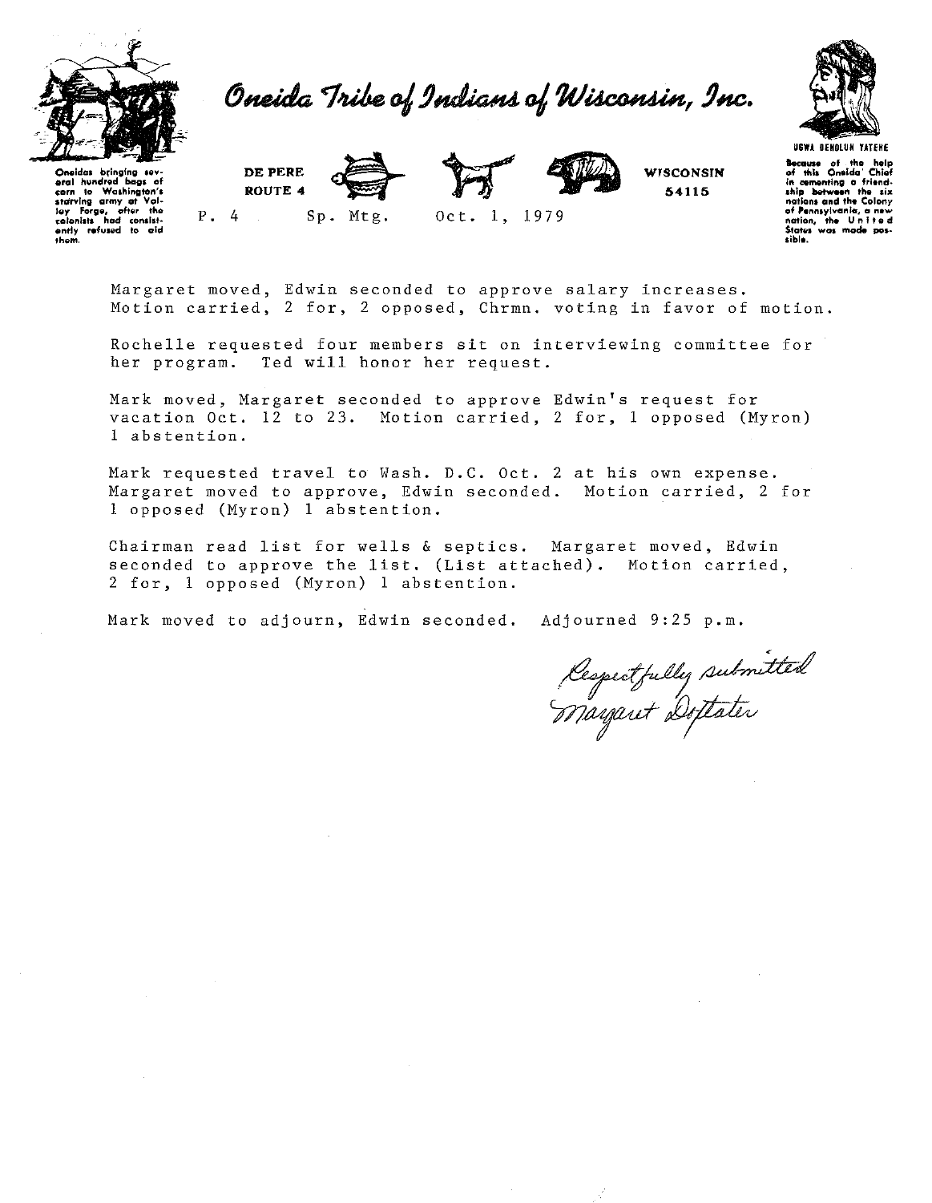# Oneida Tribe of Indians of Wisconsin, Inc.

DE PERE ROUTE 4 WISCONSIN 54115

Oneidas bringing several hundred bags of corn to Washington's starving army at Valley Forge, after the colonists had consistently refused to aid them.

UGWA DEHOLUN YATEHE

Because of the help of this Oneida Chief in cementing a friendship between the six nations and the Colony of Pennsylvania, a new nation, the United States was made possible.

P. 4 Sp. Mtg. Oct. 1, 1979

Margaret moved, Edwin seconded to approve salary increases. Motion carried, 2 for, 2 opposed, Chrmn. voting in favor of motion.

Rochelle requested four members sit on interviewing committee for her program. Ted will honor her request.

Mark moved, Margaret seconded to approve Edwin's request for vacation Oct. 12 to 23. Motion carried, 2 for, 1 opposed (Myron) 1 abstention.

Mark requested travel to Wash. D.C. Oct. 2 at his own expense. Margaret moved to approve, Edwin seconded. Motion carried, 2 for 1 opposed (Myron) 1 abstention.

Chairman read list for wells & septics. Margaret moved, Edwin seconded to approve the list. (List attached). Motion carried, 2 for, 1 opposed (Myron) 1 abstention.

Mark moved to adjourn, Edwin seconded. Adjourned 9:25 p.m.

Respectfully submitted
Margaret Doxtater